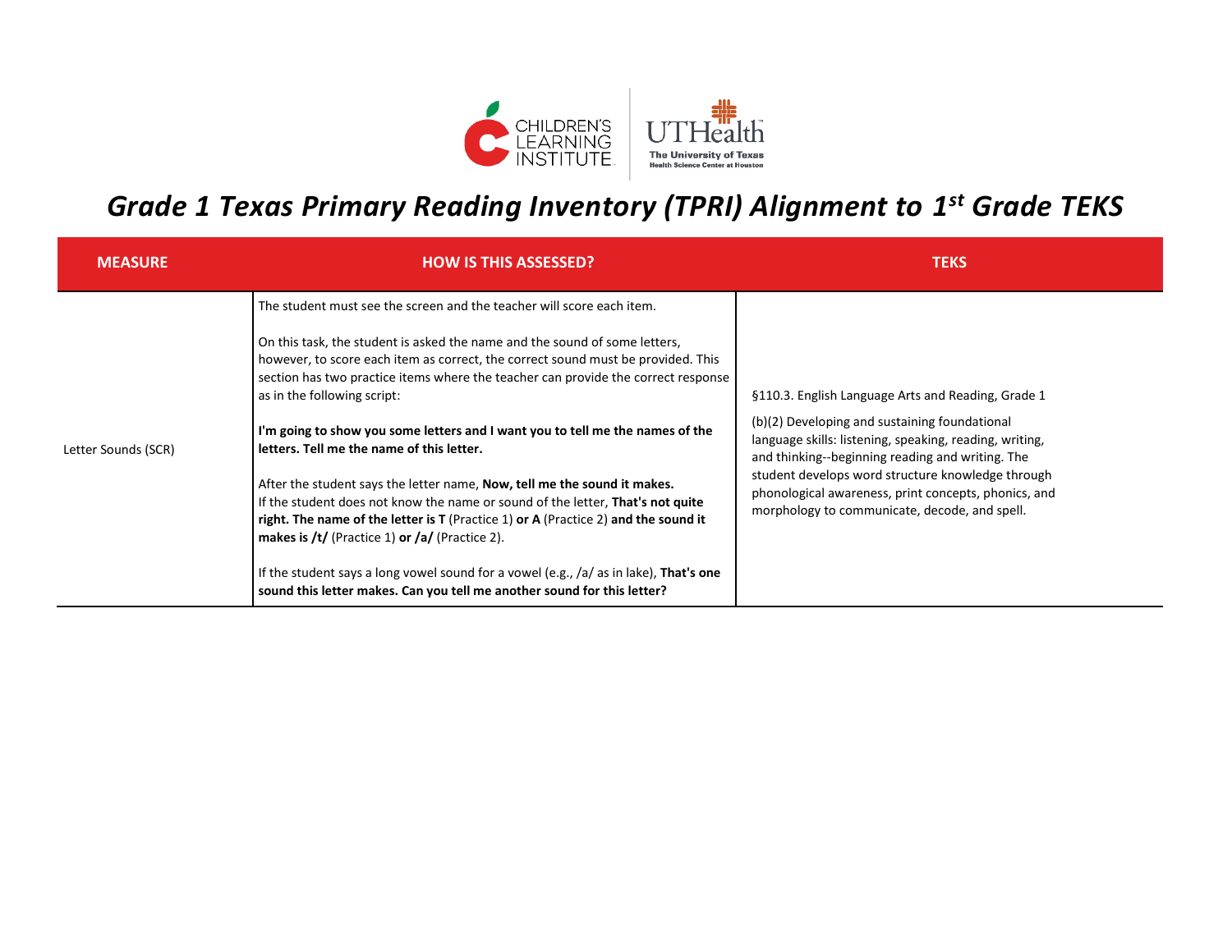# *Grade 1 Texas Primary Reading Inventory (TPRI) Alignment to 1st Grade TEKS*

| MEASURE | HOW IS THIS ASSESSED? | TEKS |
|---|---|---|
| Letter Sounds (SCR) | The student must see the screen and the teacher will score each item.<br><br>On this task, the student is asked the name and the sound of some letters, however, to score each item as correct, the correct sound must be provided. This section has two practice items where the teacher can provide the correct response as in the following script:<br><br>**I'm going to show you some letters and I want you to tell me the names of the letters. Tell me the name of this letter.**<br><br>After the student says the letter name, **Now, tell me the sound it makes.**<br>If the student does not know the name or sound of the letter, **That's not quite right. The name of the letter is T** (Practice 1) **or A** (Practice 2) **and the sound it makes is /t/** (Practice 1) **or /a/** (Practice 2).<br><br>If the student says a long vowel sound for a vowel (e.g., /a/ as in lake), **That's one sound this letter makes. Can you tell me another sound for this letter?** | §110.3. English Language Arts and Reading, Grade 1<br><br>(b)(2) Developing and sustaining foundational language skills: listening, speaking, reading, writing, and thinking--beginning reading and writing. The student develops word structure knowledge through phonological awareness, print concepts, phonics, and morphology to communicate, decode, and spell. |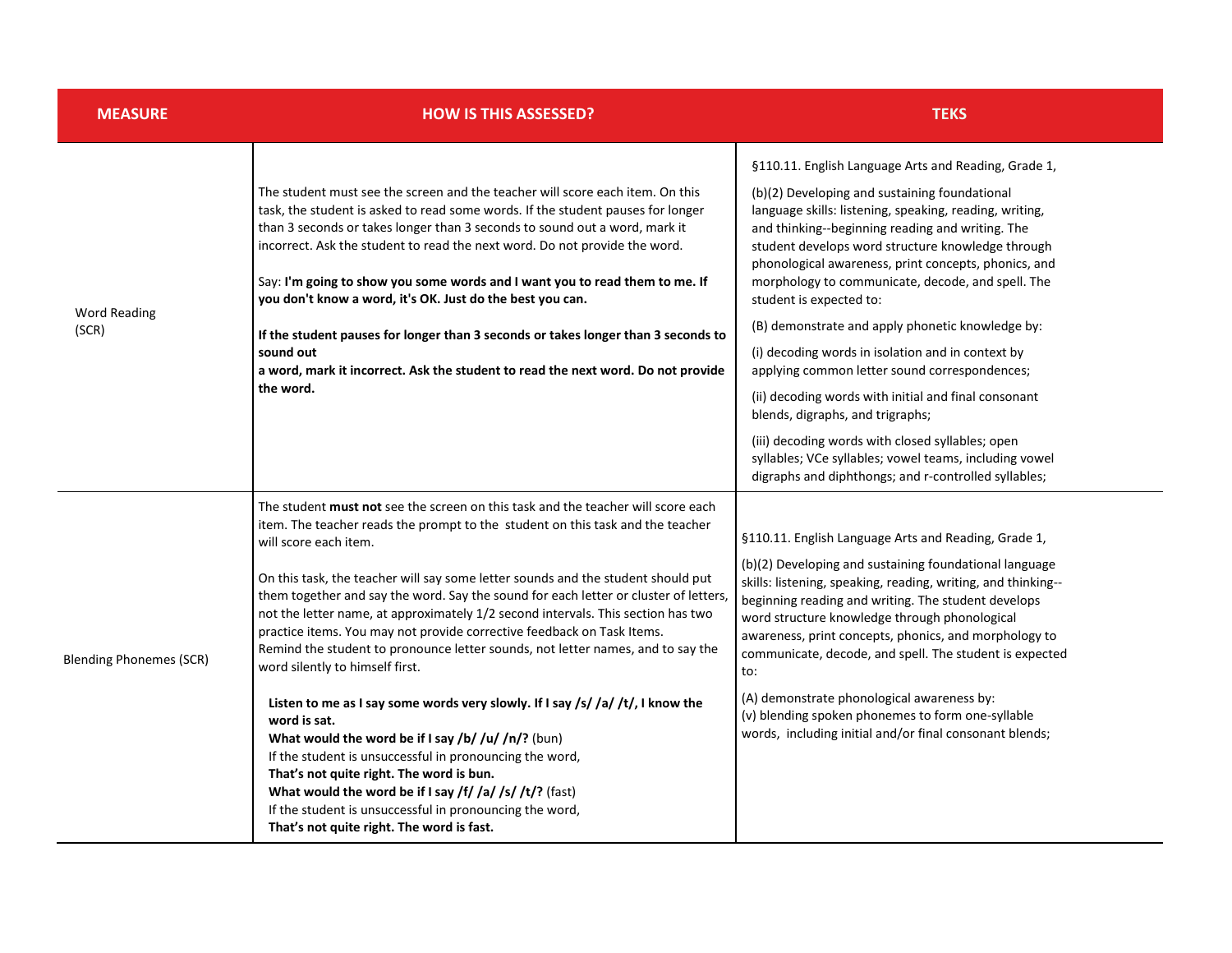| MEASURE | HOW IS THIS ASSESSED? | TEKS |
|---|---|---|
| Word Reading (SCR) | The student must see the screen and the teacher will score each item. On this task, the student is asked to read some words. If the student pauses for longer than 3 seconds or takes longer than 3 seconds to sound out a word, mark it incorrect. Ask the student to read the next word. Do not provide the word.<br><br>Say: **I'm going to show you some words and I want you to read them to me. If you don't know a word, it's OK. Just do the best you can.**<br><br>**If the student pauses for longer than 3 seconds or takes longer than 3 seconds to sound out a word, mark it incorrect. Ask the student to read the next word. Do not provide the word.** | §110.11. English Language Arts and Reading, Grade 1,<br><br>(b)(2) Developing and sustaining foundational language skills: listening, speaking, reading, writing, and thinking--beginning reading and writing. The student develops word structure knowledge through phonological awareness, print concepts, phonics, and morphology to communicate, decode, and spell. The student is expected to:<br><br>(B) demonstrate and apply phonetic knowledge by:<br><br>(i) decoding words in isolation and in context by applying common letter sound correspondences;<br><br>(ii) decoding words with initial and final consonant blends, digraphs, and trigraphs;<br><br>(iii) decoding words with closed syllables; open syllables; VCe syllables; vowel teams, including vowel digraphs and diphthongs; and r-controlled syllables; |
| Blending Phonemes (SCR) | The student **must not** see the screen on this task and the teacher will score each item. The teacher reads the prompt to the student on this task and the teacher will score each item.<br><br>On this task, the teacher will say some letter sounds and the student should put them together and say the word. Say the sound for each letter or cluster of letters, not the letter name, at approximately 1/2 second intervals. This section has two practice items. You may not provide corrective feedback on Task Items. Remind the student to pronounce letter sounds, not letter names, and to say the word silently to himself first.<br><br>**Listen to me as I say some words very slowly. If I say /s/ /a/ /t/, I know the word is sat.**<br>**What would the word be if I say /b/ /u/ /n/?** (bun)<br>If the student is unsuccessful in pronouncing the word,<br>**That's not quite right. The word is bun.**<br>**What would the word be if I say /f/ /a/ /s/ /t/?** (fast)<br>If the student is unsuccessful in pronouncing the word,<br>**That's not quite right. The word is fast.** | §110.11. English Language Arts and Reading, Grade 1,<br><br>(b)(2) Developing and sustaining foundational language skills: listening, speaking, reading, writing, and thinking--beginning reading and writing. The student develops word structure knowledge through phonological awareness, print concepts, phonics, and morphology to communicate, decode, and spell. The student is expected to:<br><br>(A) demonstrate phonological awareness by:<br>(v) blending spoken phonemes to form one-syllable words, including initial and/or final consonant blends; |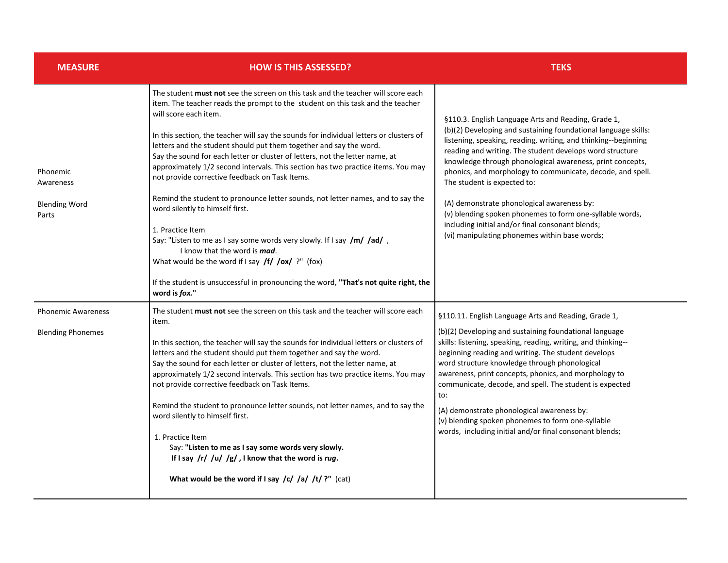| MEASURE | HOW IS THIS ASSESSED? | TEKS |
|---|---|---|
| Phonemic Awareness<br><br>Blending Word Parts | The student **must not** see the screen on this task and the teacher will score each item. The teacher reads the prompt to the student on this task and the teacher will score each item.<br><br>In this section, the teacher will say the sounds for individual letters or clusters of letters and the student should put them together and say the word.<br>Say the sound for each letter or cluster of letters, not the letter name, at approximately 1/2 second intervals. This section has two practice items. You may not provide corrective feedback on Task Items.<br><br>Remind the student to pronounce letter sounds, not letter names, and to say the word silently to himself first.<br><br>1. Practice Item<br>Say: "Listen to me as I say some words very slowly. If I say **/m/ /ad/** ,<br>I know that the word is ***mad***.<br>What would be the word if I say **/f/ /ox/** ?" (fox)<br><br>If the student is unsuccessful in pronouncing the word, **"That's not quite right, the word is *fox*."** | §110.3. English Language Arts and Reading, Grade 1,<br>(b)(2) Developing and sustaining foundational language skills: listening, speaking, reading, writing, and thinking--beginning reading and writing. The student develops word structure knowledge through phonological awareness, print concepts, phonics, and morphology to communicate, decode, and spell. The student is expected to:<br><br>(A) demonstrate phonological awareness by:<br>(v) blending spoken phonemes to form one-syllable words, including initial and/or final consonant blends;<br>(vi) manipulating phonemes within base words; |
| Phonemic Awareness<br><br>Blending Phonemes | The student **must not** see the screen on this task and the teacher will score each item.<br><br>In this section, the teacher will say the sounds for individual letters or clusters of letters and the student should put them together and say the word.<br>Say the sound for each letter or cluster of letters, not the letter name, at approximately 1/2 second intervals. This section has two practice items. You may not provide corrective feedback on Task Items.<br><br>Remind the student to pronounce letter sounds, not letter names, and to say the word silently to himself first.<br><br>1. Practice Item<br>Say: **"Listen to me as I say some words very slowly.**<br>**If I say /r/ /u/ /g/ , I know that the word is *rug*.**<br><br>**What would be the word if I say /c/ /a/ /t/ ?"** (cat) | §110.11. English Language Arts and Reading, Grade 1,<br><br>(b)(2) Developing and sustaining foundational language skills: listening, speaking, reading, writing, and thinking--beginning reading and writing. The student develops word structure knowledge through phonological awareness, print concepts, phonics, and morphology to communicate, decode, and spell. The student is expected to:<br><br>(A) demonstrate phonological awareness by:<br>(v) blending spoken phonemes to form one-syllable words, including initial and/or final consonant blends; |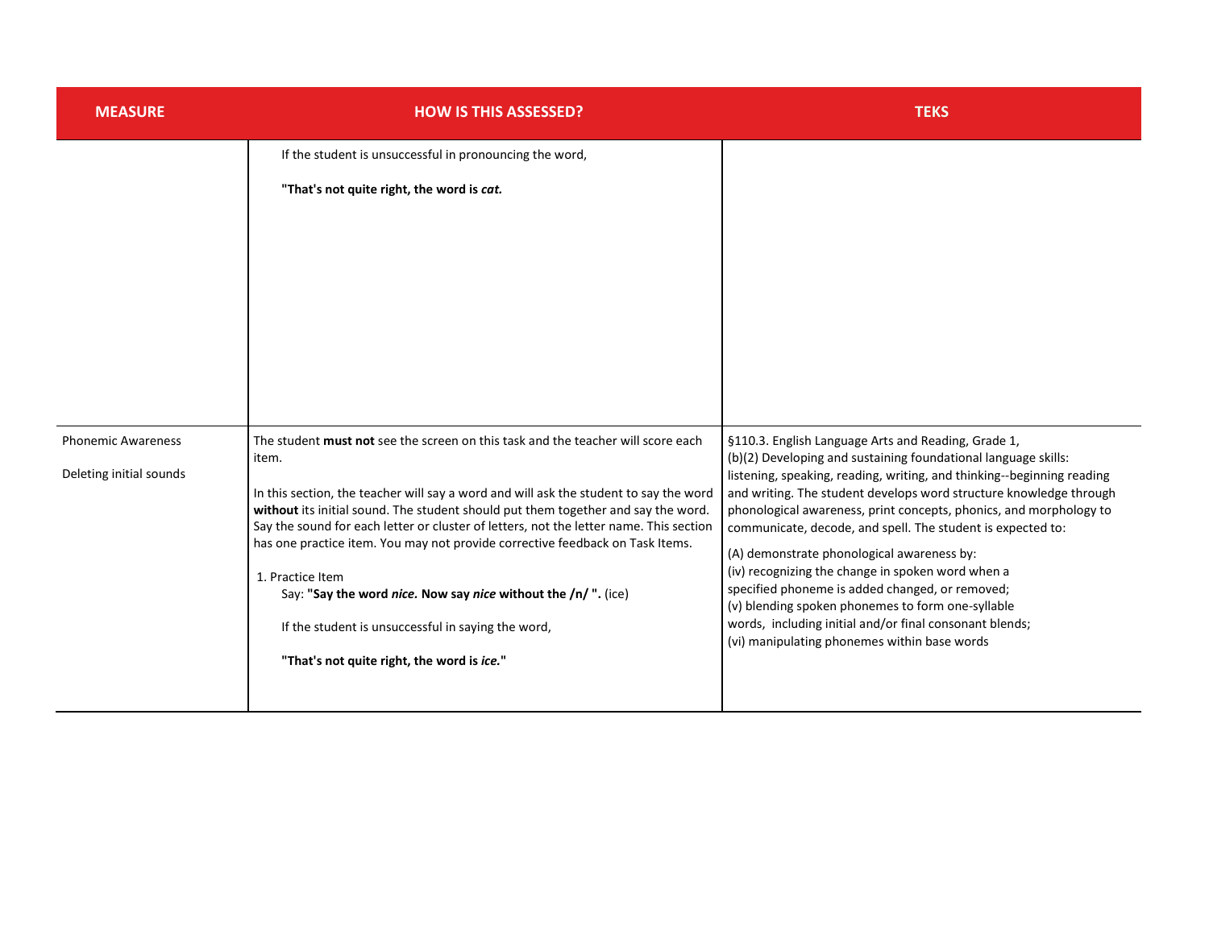| MEASURE | HOW IS THIS ASSESSED? | TEKS |
|---|---|---|
| | If the student is unsuccessful in pronouncing the word,<br><br>**"That's not quite right, the word is *cat.*** | |
| Phonemic Awareness<br><br>Deleting initial sounds | The student **must not** see the screen on this task and the teacher will score each item.<br><br>In this section, the teacher will say a word and will ask the student to say the word **without** its initial sound. The student should put them together and say the word. Say the sound for each letter or cluster of letters, not the letter name. This section has one practice item. You may not provide corrective feedback on Task Items.<br><br>1. Practice Item<br>Say: **"Say the word *nice*. Now say *nice* without the /n/ ".** (ice)<br><br>If the student is unsuccessful in saying the word,<br><br>**"That's not quite right, the word is *ice*."** | §110.3. English Language Arts and Reading, Grade 1,<br>(b)(2) Developing and sustaining foundational language skills: listening, speaking, reading, writing, and thinking--beginning reading and writing. The student develops word structure knowledge through phonological awareness, print concepts, phonics, and morphology to communicate, decode, and spell. The student is expected to:<br><br>(A) demonstrate phonological awareness by:<br>(iv) recognizing the change in spoken word when a specified phoneme is added changed, or removed;<br>(v) blending spoken phonemes to form one-syllable words, including initial and/or final consonant blends;<br>(vi) manipulating phonemes within base words |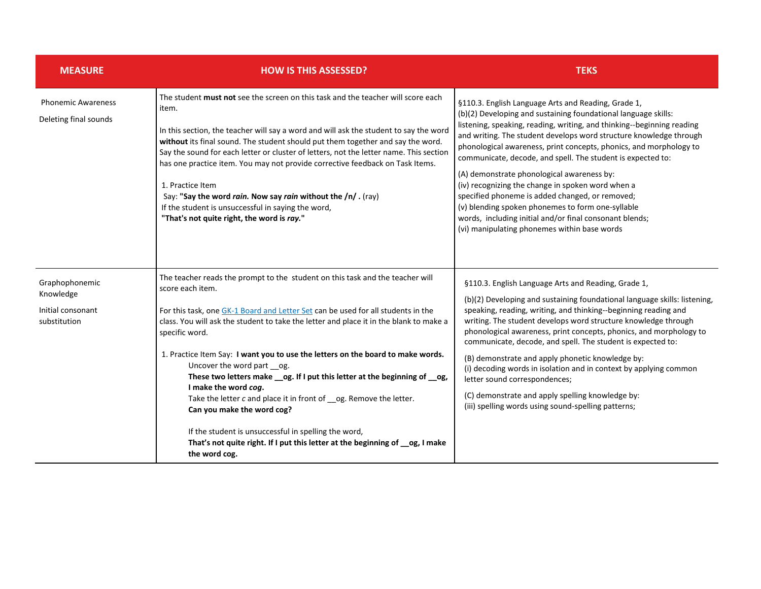| MEASURE | HOW IS THIS ASSESSED? | TEKS |
|---|---|---|
| Phonemic Awareness<br><br>Deleting final sounds | The student **must not** see the screen on this task and the teacher will score each item.<br><br>In this section, the teacher will say a word and will ask the student to say the word **without** its final sound. The student should put them together and say the word. Say the sound for each letter or cluster of letters, not the letter name. This section has one practice item. You may not provide corrective feedback on Task Items.<br><br>1. Practice Item<br>Say: **"Say the word *rain*. Now say *rain* without the /n/ .** (ray)<br>If the student is unsuccessful in saying the word,<br>**"That's not quite right, the word is *ray*."** | §110.3. English Language Arts and Reading, Grade 1,<br>(b)(2) Developing and sustaining foundational language skills: listening, speaking, reading, writing, and thinking--beginning reading and writing. The student develops word structure knowledge through phonological awareness, print concepts, phonics, and morphology to communicate, decode, and spell. The student is expected to:<br><br>(A) demonstrate phonological awareness by:<br>(iv) recognizing the change in spoken word when a specified phoneme is added changed, or removed;<br>(v) blending spoken phonemes to form one-syllable words, including initial and/or final consonant blends;<br>(vi) manipulating phonemes within base words |
| Graphophonemic Knowledge<br><br>Initial consonant substitution | The teacher reads the prompt to the student on this task and the teacher will score each item.<br><br>For this task, one [GK-1 Board and Letter Set] can be used for all students in the class. You will ask the student to take the letter and place it in the blank to make a specific word.<br><br>1. Practice Item Say: **I want you to use the letters on the board to make words.**<br>Uncover the word part __og.<br>**These two letters make __og. If I put this letter at the beginning of __og, I make the word *cog*.**<br>Take the letter *c* and place it in front of __og. Remove the letter.<br>**Can you make the word cog?**<br><br>If the student is unsuccessful in spelling the word,<br>**That's not quite right. If I put this letter at the beginning of __og, I make the word cog.** | §110.3. English Language Arts and Reading, Grade 1,<br><br>(b)(2) Developing and sustaining foundational language skills: listening, speaking, reading, writing, and thinking--beginning reading and writing. The student develops word structure knowledge through phonological awareness, print concepts, phonics, and morphology to communicate, decode, and spell. The student is expected to:<br><br>(B) demonstrate and apply phonetic knowledge by:<br>(i) decoding words in isolation and in context by applying common letter sound correspondences;<br><br>(C) demonstrate and apply spelling knowledge by:<br>(iii) spelling words using sound-spelling patterns; |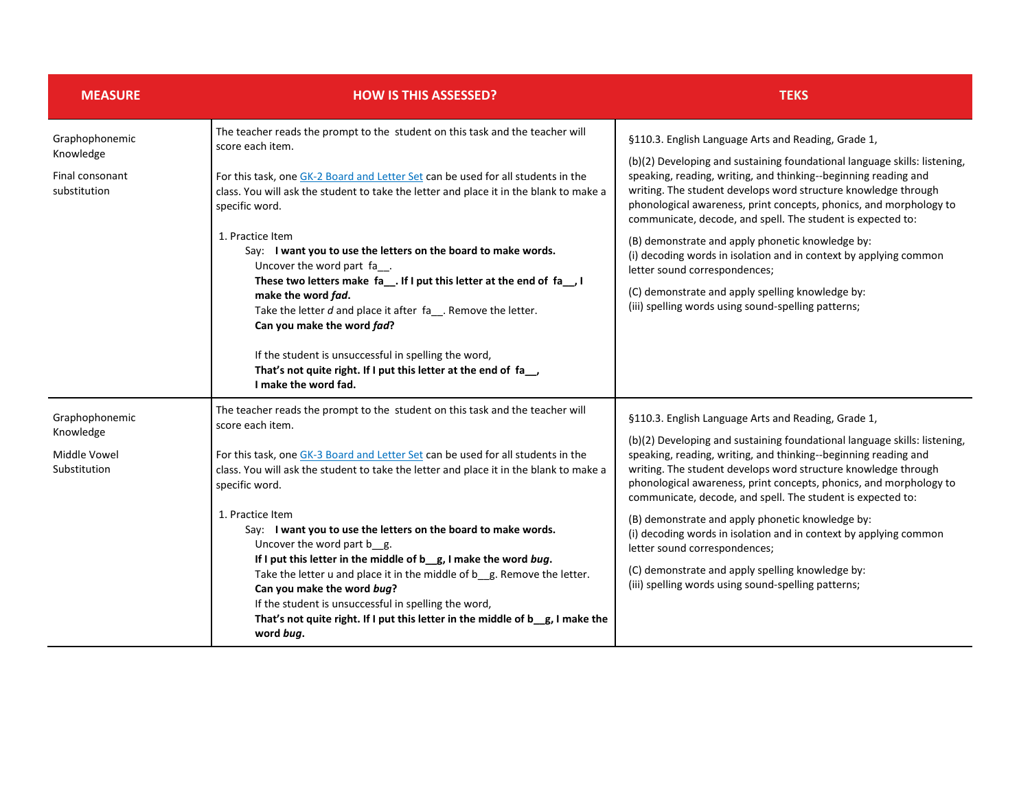| MEASURE | HOW IS THIS ASSESSED? | TEKS |
|---|---|---|
| Graphophonemic Knowledge<br><br>Final consonant substitution | The teacher reads the prompt to the student on this task and the teacher will score each item.<br><br>For this task, one GK-2 Board and Letter Set can be used for all students in the class. You will ask the student to take the letter and place it in the blank to make a specific word.<br><br>1. Practice Item<br>Say: **I want you to use the letters on the board to make words.**<br>Uncover the word part fa__.<br>**These two letters make fa__. If I put this letter at the end of fa__, I make the word *fad*.**<br>Take the letter *d* and place it after fa__. Remove the letter.<br>**Can you make the word *fad*?**<br><br>If the student is unsuccessful in spelling the word,<br>**That's not quite right. If I put this letter at the end of fa__, I make the word fad.** | §110.3. English Language Arts and Reading, Grade 1,<br><br>(b)(2) Developing and sustaining foundational language skills: listening, speaking, reading, writing, and thinking--beginning reading and writing. The student develops word structure knowledge through phonological awareness, print concepts, phonics, and morphology to communicate, decode, and spell. The student is expected to:<br><br>(B) demonstrate and apply phonetic knowledge by:<br>(i) decoding words in isolation and in context by applying common letter sound correspondences;<br><br>(C) demonstrate and apply spelling knowledge by:<br>(iii) spelling words using sound-spelling patterns; |
| Graphophonemic Knowledge<br><br>Middle Vowel Substitution | The teacher reads the prompt to the student on this task and the teacher will score each item.<br><br>For this task, one GK-3 Board and Letter Set can be used for all students in the class. You will ask the student to take the letter and place it in the blank to make a specific word.<br><br>1. Practice Item<br>Say: **I want you to use the letters on the board to make words.**<br>Uncover the word part b__g.<br>**If I put this letter in the middle of b__g, I make the word *bug*.**<br>Take the letter u and place it in the middle of b__g. Remove the letter.<br>**Can you make the word *bug*?**<br>If the student is unsuccessful in spelling the word,<br>**That's not quite right. If I put this letter in the middle of b__g, I make the word *bug*.** | §110.3. English Language Arts and Reading, Grade 1,<br><br>(b)(2) Developing and sustaining foundational language skills: listening, speaking, reading, writing, and thinking--beginning reading and writing. The student develops word structure knowledge through phonological awareness, print concepts, phonics, and morphology to communicate, decode, and spell. The student is expected to:<br><br>(B) demonstrate and apply phonetic knowledge by:<br>(i) decoding words in isolation and in context by applying common letter sound correspondences;<br><br>(C) demonstrate and apply spelling knowledge by:<br>(iii) spelling words using sound-spelling patterns; |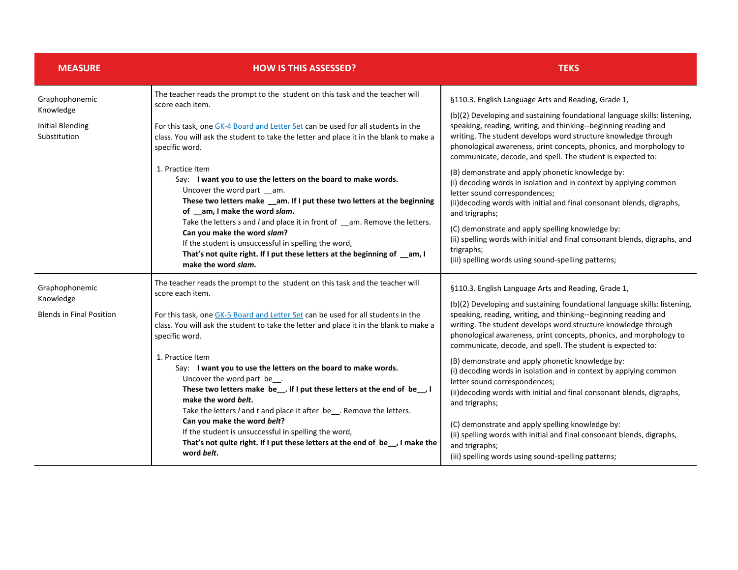| MEASURE | HOW IS THIS ASSESSED? | TEKS |
|---|---|---|
| Graphophonemic Knowledge<br><br>Initial Blending Substitution | The teacher reads the prompt to the student on this task and the teacher will score each item.<br><br>For this task, one [GK-4 Board and Letter Set]() can be used for all students in the class. You will ask the student to take the letter and place it in the blank to make a specific word.<br><br>1. Practice Item<br>Say: **I want you to use the letters on the board to make words.**<br>Uncover the word part __am.<br>**These two letters make __am. If I put these two letters at the beginning of __am, I make the word *slam*.**<br>Take the letters *s* and *l* and place it in front of __am. Remove the letters.<br>**Can you make the word *slam*?**<br>If the student is unsuccessful in spelling the word,<br>**That's not quite right. If I put these letters at the beginning of __am, I make the word *slam*.** | §110.3. English Language Arts and Reading, Grade 1,<br><br>(b)(2) Developing and sustaining foundational language skills: listening, speaking, reading, writing, and thinking--beginning reading and writing. The student develops word structure knowledge through phonological awareness, print concepts, phonics, and morphology to communicate, decode, and spell. The student is expected to:<br><br>(B) demonstrate and apply phonetic knowledge by:<br>(i) decoding words in isolation and in context by applying common letter sound correspondences;<br>(ii)decoding words with initial and final consonant blends, digraphs, and trigraphs;<br><br>(C) demonstrate and apply spelling knowledge by:<br>(ii) spelling words with initial and final consonant blends, digraphs, and trigraphs;<br>(iii) spelling words using sound-spelling patterns; |
| Graphophonemic Knowledge<br><br>Blends in Final Position | The teacher reads the prompt to the student on this task and the teacher will score each item.<br><br>For this task, one [GK-5 Board and Letter Set]() can be used for all students in the class. You will ask the student to take the letter and place it in the blank to make a specific word.<br><br>1. Practice Item<br>Say: **I want you to use the letters on the board to make words.**<br>Uncover the word part be__.<br>**These two letters make be__. If I put these letters at the end of be__, I make the word *belt*.**<br>Take the letters *l* and *t* and place it after be__. Remove the letters.<br>**Can you make the word *belt*?**<br>If the student is unsuccessful in spelling the word,<br>**That's not quite right. If I put these letters at the end of be__, I make the word *belt*.** | §110.3. English Language Arts and Reading, Grade 1,<br><br>(b)(2) Developing and sustaining foundational language skills: listening, speaking, reading, writing, and thinking--beginning reading and writing. The student develops word structure knowledge through phonological awareness, print concepts, phonics, and morphology to communicate, decode, and spell. The student is expected to:<br><br>(B) demonstrate and apply phonetic knowledge by:<br>(i) decoding words in isolation and in context by applying common letter sound correspondences;<br>(ii)decoding words with initial and final consonant blends, digraphs, and trigraphs;<br><br>(C) demonstrate and apply spelling knowledge by:<br>(ii) spelling words with initial and final consonant blends, digraphs, and trigraphs;<br>(iii) spelling words using sound-spelling patterns; |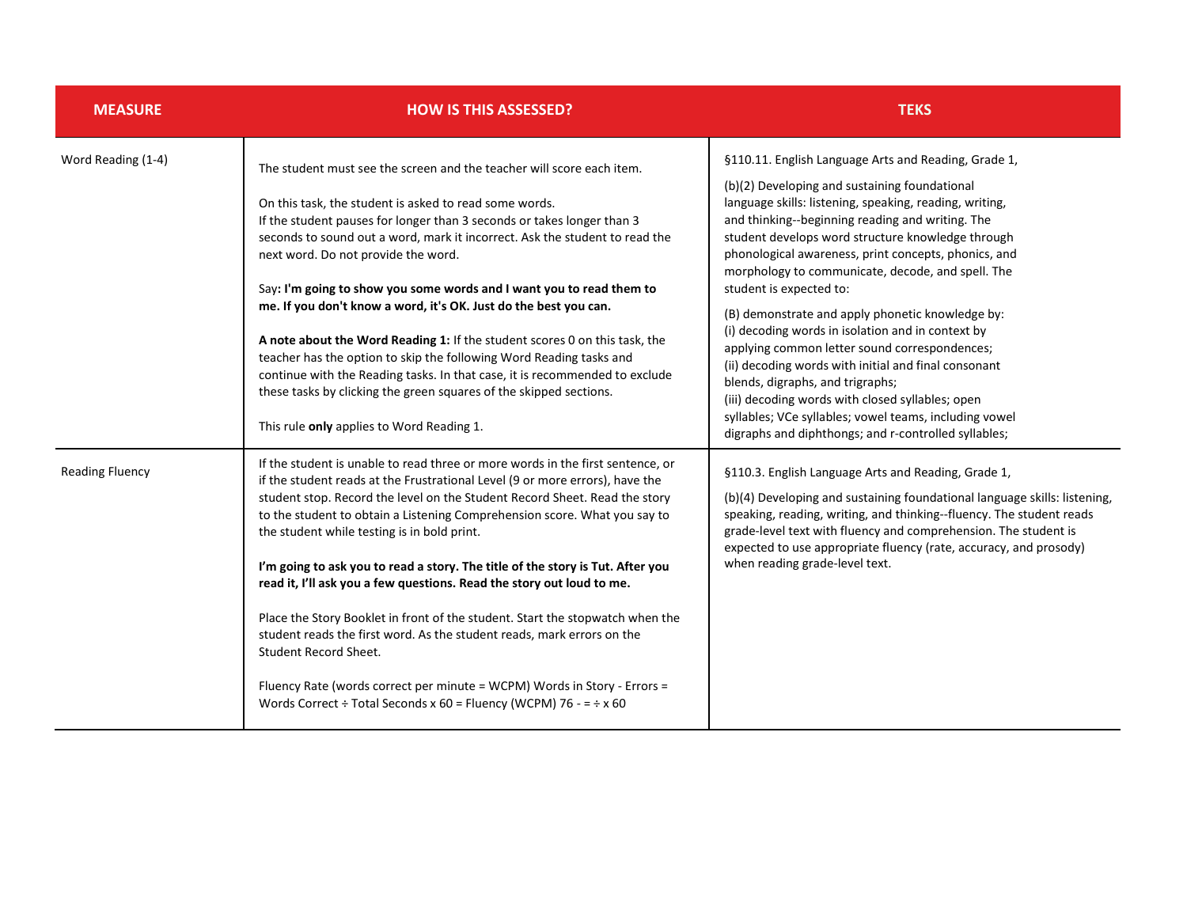| MEASURE | HOW IS THIS ASSESSED? | TEKS |
|---|---|---|
| Word Reading (1-4) | The student must see the screen and the teacher will score each item.<br><br>On this task, the student is asked to read some words.<br>If the student pauses for longer than 3 seconds or takes longer than 3 seconds to sound out a word, mark it incorrect. Ask the student to read the next word. Do not provide the word.<br><br>Say**: I'm going to show you some words and I want you to read them to me. If you don't know a word, it's OK. Just do the best you can.**<br><br>**A note about the Word Reading 1:** If the student scores 0 on this task, the teacher has the option to skip the following Word Reading tasks and continue with the Reading tasks. In that case, it is recommended to exclude these tasks by clicking the green squares of the skipped sections.<br><br>This rule **only** applies to Word Reading 1. | §110.11. English Language Arts and Reading, Grade 1,<br><br>(b)(2) Developing and sustaining foundational language skills: listening, speaking, reading, writing, and thinking--beginning reading and writing. The student develops word structure knowledge through phonological awareness, print concepts, phonics, and morphology to communicate, decode, and spell. The student is expected to:<br><br>(B) demonstrate and apply phonetic knowledge by:<br>(i) decoding words in isolation and in context by applying common letter sound correspondences;<br>(ii) decoding words with initial and final consonant blends, digraphs, and trigraphs;<br>(iii) decoding words with closed syllables; open syllables; VCe syllables; vowel teams, including vowel digraphs and diphthongs; and r-controlled syllables; |
| Reading Fluency | If the student is unable to read three or more words in the first sentence, or if the student reads at the Frustrational Level (9 or more errors), have the student stop. Record the level on the Student Record Sheet. Read the story to the student to obtain a Listening Comprehension score. What you say to the student while testing is in bold print.<br><br>**I'm going to ask you to read a story. The title of the story is Tut. After you read it, I'll ask you a few questions. Read the story out loud to me.**<br><br>Place the Story Booklet in front of the student. Start the stopwatch when the student reads the first word. As the student reads, mark errors on the Student Record Sheet.<br><br>Fluency Rate (words correct per minute = WCPM) Words in Story - Errors = Words Correct ÷ Total Seconds x 60 = Fluency (WCPM) 76 - = ÷ x 60 | §110.3. English Language Arts and Reading, Grade 1,<br><br>(b)(4) Developing and sustaining foundational language skills: listening, speaking, reading, writing, and thinking--fluency. The student reads grade-level text with fluency and comprehension. The student is expected to use appropriate fluency (rate, accuracy, and prosody) when reading grade-level text. |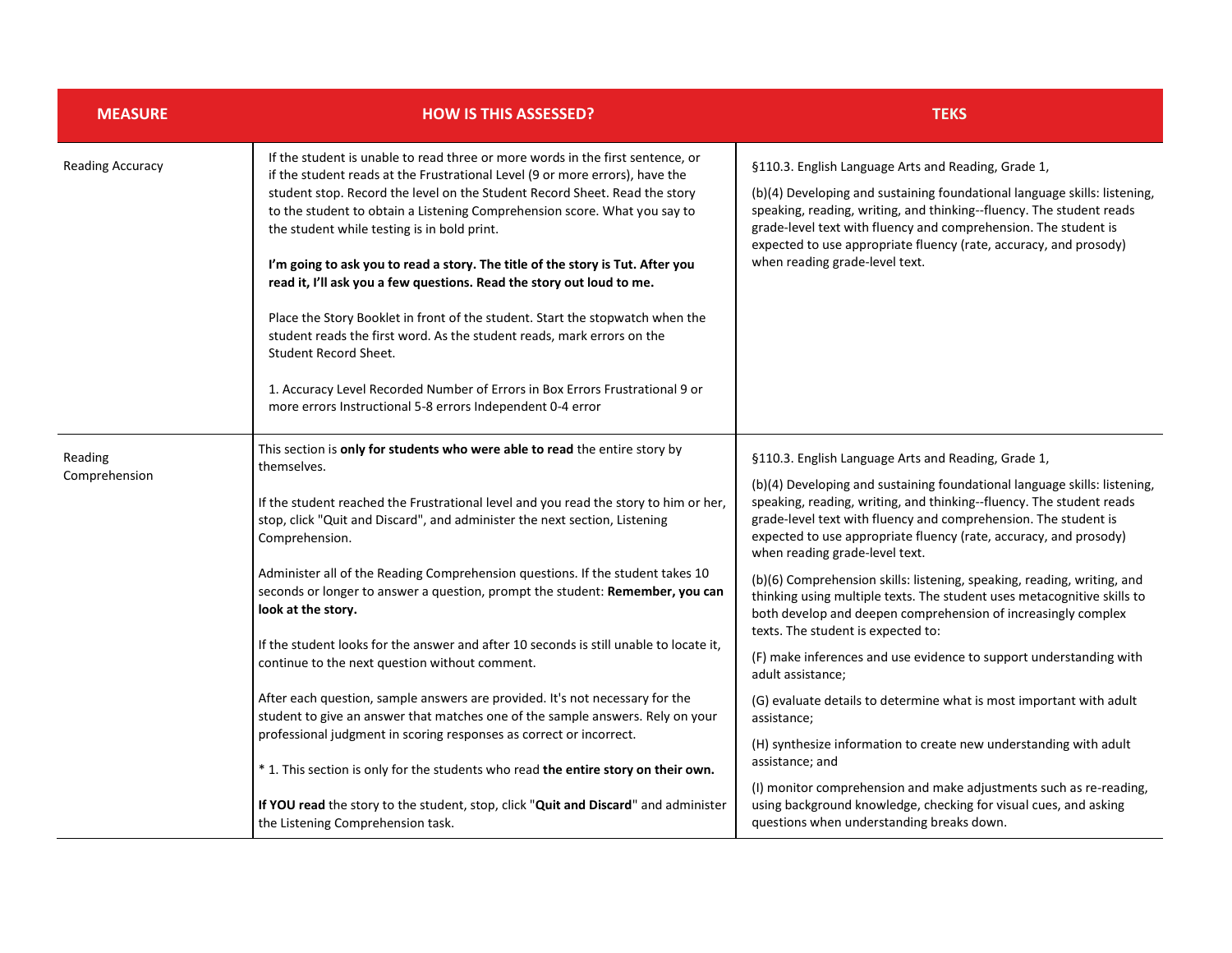| MEASURE | HOW IS THIS ASSESSED? | TEKS |
|---|---|---|
| Reading Accuracy | If the student is unable to read three or more words in the first sentence, or if the student reads at the Frustrational Level (9 or more errors), have the student stop. Record the level on the Student Record Sheet. Read the story to the student to obtain a Listening Comprehension score. What you say to the student while testing is in bold print.<br><br>**I'm going to ask you to read a story. The title of the story is Tut. After you read it, I'll ask you a few questions. Read the story out loud to me.**<br><br>Place the Story Booklet in front of the student. Start the stopwatch when the student reads the first word. As the student reads, mark errors on the Student Record Sheet.<br><br>1. Accuracy Level Recorded Number of Errors in Box Errors Frustrational 9 or more errors Instructional 5-8 errors Independent 0-4 error | §110.3. English Language Arts and Reading, Grade 1,<br><br>(b)(4) Developing and sustaining foundational language skills: listening, speaking, reading, writing, and thinking--fluency. The student reads grade-level text with fluency and comprehension. The student is expected to use appropriate fluency (rate, accuracy, and prosody) when reading grade-level text. |
| Reading Comprehension | This section is **only for students who were able to read** the entire story by themselves.<br><br>If the student reached the Frustrational level and you read the story to him or her, stop, click "Quit and Discard", and administer the next section, Listening Comprehension.<br><br>Administer all of the Reading Comprehension questions. If the student takes 10 seconds or longer to answer a question, prompt the student: **Remember, you can look at the story.**<br><br>If the student looks for the answer and after 10 seconds is still unable to locate it, continue to the next question without comment.<br><br>After each question, sample answers are provided. It's not necessary for the student to give an answer that matches one of the sample answers. Rely on your professional judgment in scoring responses as correct or incorrect.<br><br>* 1. This section is only for the students who read **the entire story on their own.**<br><br>**If YOU read** the story to the student, stop, click "**Quit and Discard**" and administer the Listening Comprehension task. | §110.3. English Language Arts and Reading, Grade 1,<br><br>(b)(4) Developing and sustaining foundational language skills: listening, speaking, reading, writing, and thinking--fluency. The student reads grade-level text with fluency and comprehension. The student is expected to use appropriate fluency (rate, accuracy, and prosody) when reading grade-level text.<br><br>(b)(6) Comprehension skills: listening, speaking, reading, writing, and thinking using multiple texts. The student uses metacognitive skills to both develop and deepen comprehension of increasingly complex texts. The student is expected to:<br><br>(F) make inferences and use evidence to support understanding with adult assistance;<br><br>(G) evaluate details to determine what is most important with adult assistance;<br><br>(H) synthesize information to create new understanding with adult assistance; and<br><br>(I) monitor comprehension and make adjustments such as re-reading, using background knowledge, checking for visual cues, and asking questions when understanding breaks down. |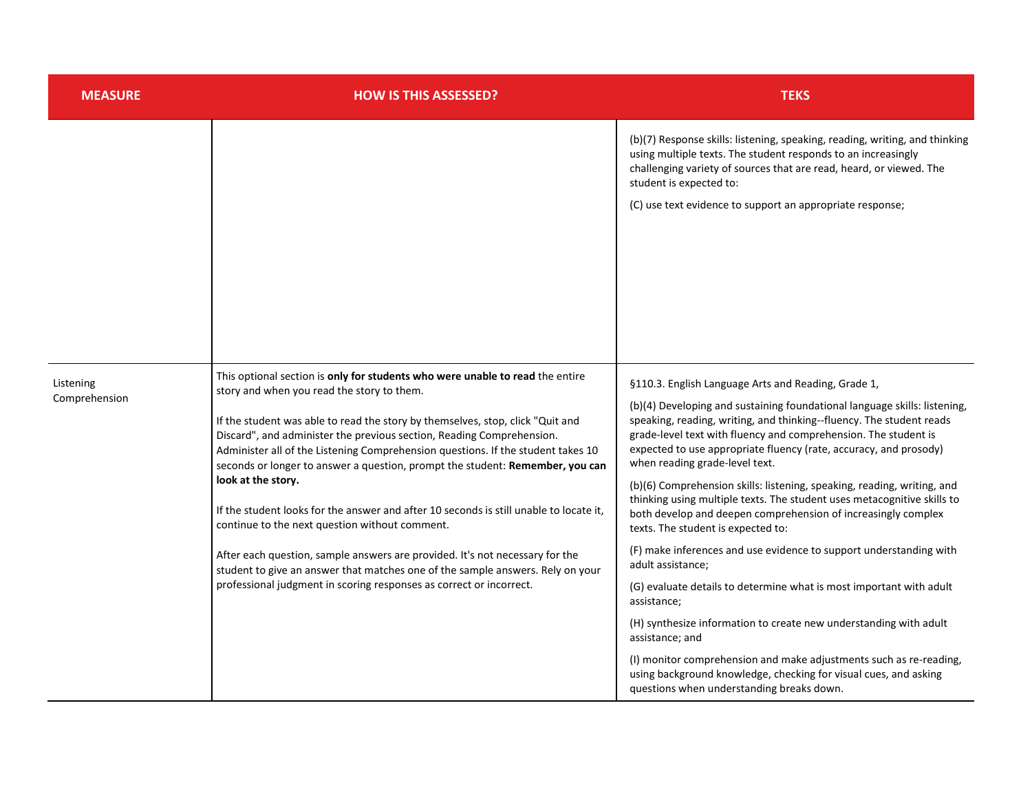| MEASURE | HOW IS THIS ASSESSED? | TEKS |
|---|---|---|
| | | (b)(7) Response skills: listening, speaking, reading, writing, and thinking using multiple texts. The student responds to an increasingly challenging variety of sources that are read, heard, or viewed. The student is expected to:<br><br>(C) use text evidence to support an appropriate response; |
| Listening Comprehension | This optional section is **only for students who were unable to read** the entire story and when you read the story to them.<br><br>If the student was able to read the story by themselves, stop, click "Quit and Discard", and administer the previous section, Reading Comprehension. Administer all of the Listening Comprehension questions. If the student takes 10 seconds or longer to answer a question, prompt the student: **Remember, you can look at the story.**<br><br>If the student looks for the answer and after 10 seconds is still unable to locate it, continue to the next question without comment.<br><br>After each question, sample answers are provided. It's not necessary for the student to give an answer that matches one of the sample answers. Rely on your professional judgment in scoring responses as correct or incorrect. | §110.3. English Language Arts and Reading, Grade 1,<br><br>(b)(4) Developing and sustaining foundational language skills: listening, speaking, reading, writing, and thinking--fluency. The student reads grade-level text with fluency and comprehension. The student is expected to use appropriate fluency (rate, accuracy, and prosody) when reading grade-level text.<br><br>(b)(6) Comprehension skills: listening, speaking, reading, writing, and thinking using multiple texts. The student uses metacognitive skills to both develop and deepen comprehension of increasingly complex texts. The student is expected to:<br><br>(F) make inferences and use evidence to support understanding with adult assistance;<br><br>(G) evaluate details to determine what is most important with adult assistance;<br><br>(H) synthesize information to create new understanding with adult assistance; and<br><br>(I) monitor comprehension and make adjustments such as re-reading, using background knowledge, checking for visual cues, and asking questions when understanding breaks down. |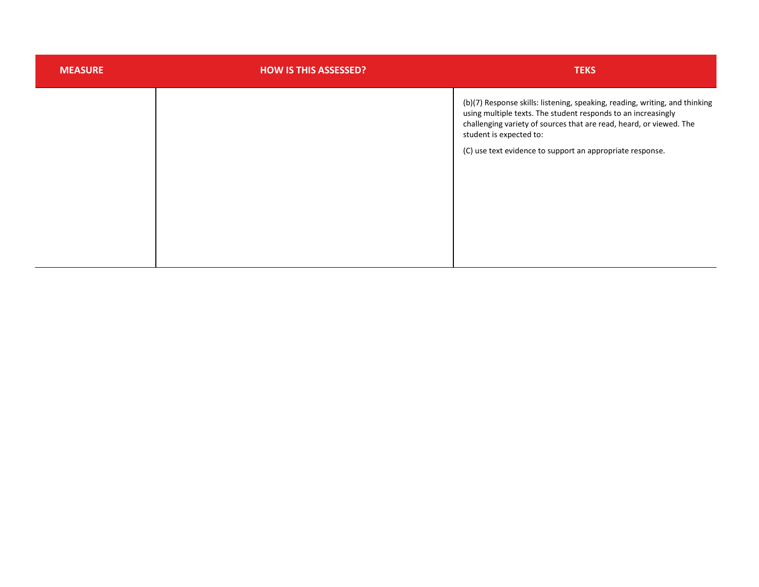| MEASURE | HOW IS THIS ASSESSED? | TEKS |
|---|---|---|
| | | (b)(7) Response skills: listening, speaking, reading, writing, and thinking using multiple texts. The student responds to an increasingly challenging variety of sources that are read, heard, or viewed. The student is expected to:<br><br>(C) use text evidence to support an appropriate response. |